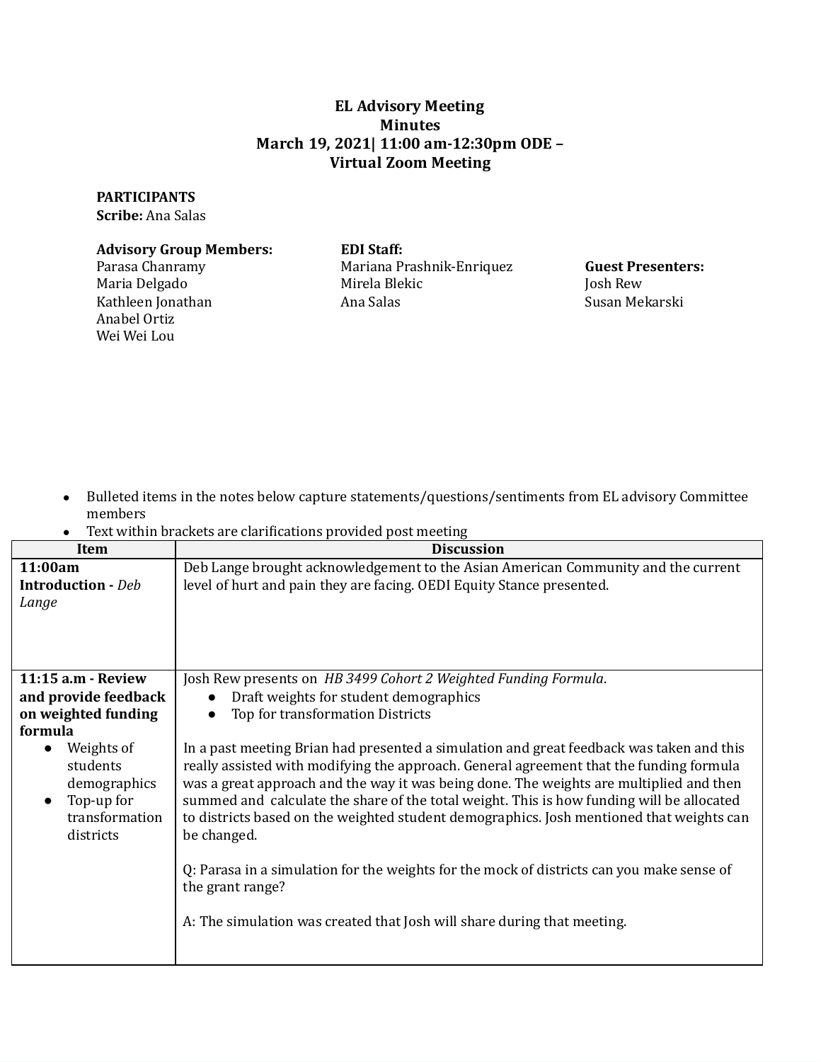# EL Advisory Meeting
## Minutes
## March 19, 2021| 11:00 am-12:30pm ODE – Virtual Zoom Meeting

**PARTICIPANTS**

**Scribe:** Ana Salas

**Advisory Group Members:**
Parasa Chanramy
Maria Delgado
Kathleen Jonathan
Anabel Ortiz
Wei Wei Lou

**EDI Staff:**
Mariana Prashnik-Enriquez
Mirela Blekic
Ana Salas

**Guest Presenters:**
Josh Rew
Susan Mekarski

- Bulleted items in the notes below capture statements/questions/sentiments from EL advisory Committee members
- Text within brackets are clarifications provided post meeting

| Item | Discussion |
|---|---|
| **11:00am Introduction -** *Deb Lange* | Deb Lange brought acknowledgement to the Asian American Community and the current level of hurt and pain they are facing. OEDI Equity Stance presented. |
| **11:15 a.m - Review and provide feedback on weighted funding formula**<br>• Weights of students demographics<br>• Top-up for transformation districts | Josh Rew presents on *HB 3499 Cohort 2 Weighted Funding Formula*.<br>• Draft weights for student demographics<br>• Top for transformation Districts<br><br>In a past meeting Brian had presented a simulation and great feedback was taken and this really assisted with modifying the approach. General agreement that the funding formula was a great approach and the way it was being done. The weights are multiplied and then summed and calculate the share of the total weight. This is how funding will be allocated to districts based on the weighted student demographics. Josh mentioned that weights can be changed.<br><br>Q: Parasa in a simulation for the weights for the mock of districts can you make sense of the grant range?<br><br>A: The simulation was created that Josh will share during that meeting. |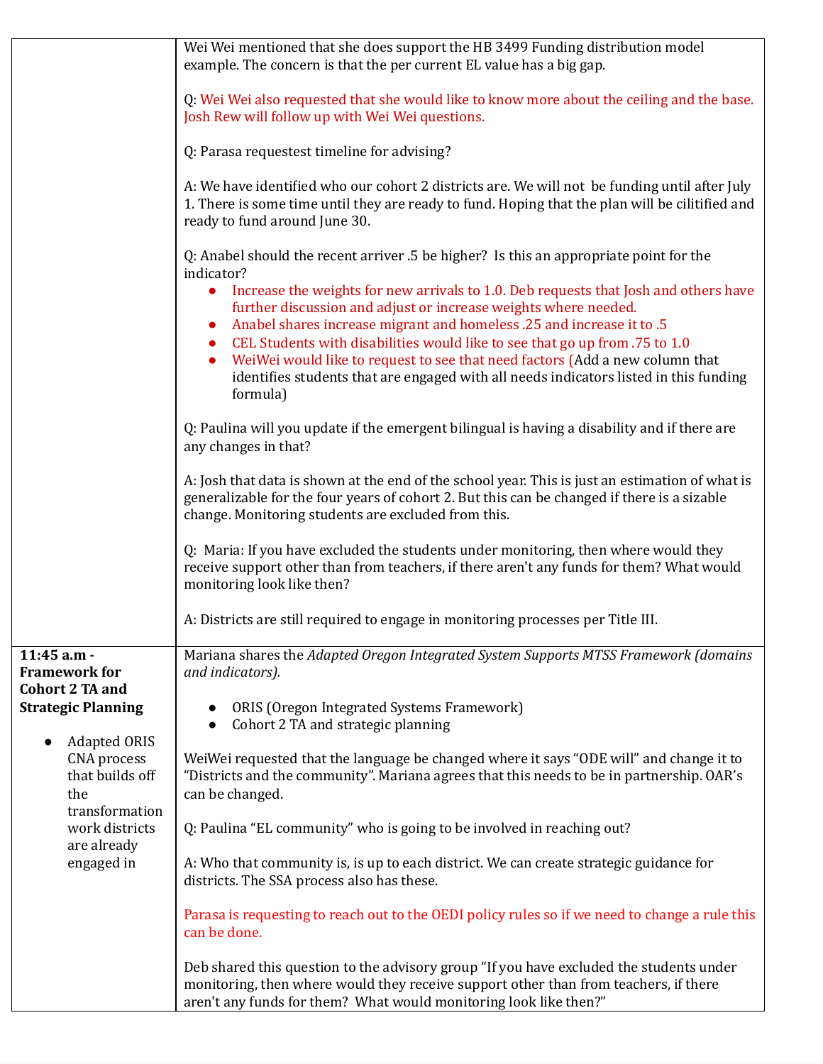| | |
|---|---|
| | Wei Wei mentioned that she does support the HB 3499 Funding distribution model example. The concern is that the per current EL value has a big gap.<br><br>Q: Wei Wei also requested that she would like to know more about the ceiling and the base. Josh Rew will follow up with Wei Wei questions.<br><br>Q: Parasa requestest timeline for advising?<br><br>A: We have identified who our cohort 2 districts are. We will not be funding until after July 1. There is some time until they are ready to fund. Hoping that the plan will be cilitified and ready to fund around June 30.<br><br>Q: Anabel should the recent arriver .5 be higher? Is this an appropriate point for the indicator?<br>● Increase the weights for new arrivals to 1.0. Deb requests that Josh and others have further discussion and adjust or increase weights where needed.<br>● Anabel shares increase migrant and homeless .25 and increase it to .5<br>● CEL Students with disabilities would like to see that go up from .75 to 1.0<br>● WeiWei would like to request to see that need factors (Add a new column that identifies students that are engaged with all needs indicators listed in this funding formula)<br><br>Q: Paulina will you update if the emergent bilingual is having a disability and if there are any changes in that?<br><br>A: Josh that data is shown at the end of the school year. This is just an estimation of what is generalizable for the four years of cohort 2. But this can be changed if there is a sizable change. Monitoring students are excluded from this.<br><br>Q: Maria: If you have excluded the students under monitoring, then where would they receive support other than from teachers, if there aren't any funds for them? What would monitoring look like then?<br><br>A: Districts are still required to engage in monitoring processes per Title III. |
| **11:45 a.m - Framework for Cohort 2 TA and Strategic Planning**<br><br>● Adapted ORIS CNA process that builds off the transformation work districts are already engaged in | Mariana shares the *Adapted Oregon Integrated System Supports MTSS Framework (domains and indicators).*<br><br>● ORIS (Oregon Integrated Systems Framework)<br>● Cohort 2 TA and strategic planning<br><br>WeiWei requested that the language be changed where it says "ODE will" and change it to "Districts and the community". Mariana agrees that this needs to be in partnership. OAR's can be changed.<br><br>Q: Paulina "EL community" who is going to be involved in reaching out?<br><br>A: Who that community is, is up to each district. We can create strategic guidance for districts. The SSA process also has these.<br><br>Parasa is requesting to reach out to the OEDI policy rules so if we need to change a rule this can be done.<br><br>Deb shared this question to the advisory group "If you have excluded the students under monitoring, then where would they receive support other than from teachers, if there aren't any funds for them? What would monitoring look like then?" |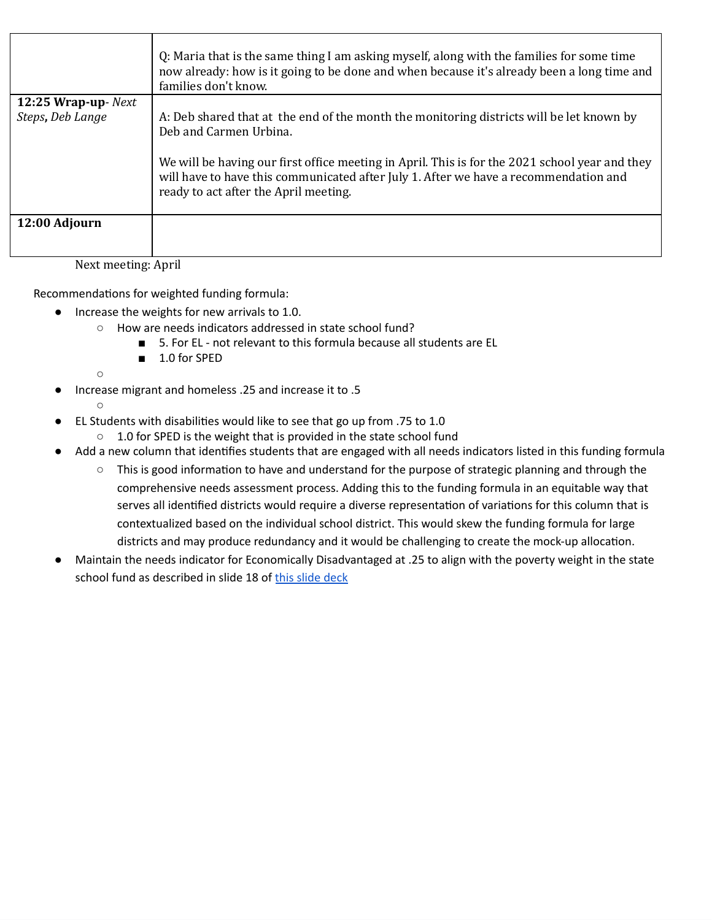| | |
|---|---|
| | Q: Maria that is the same thing I am asking myself, along with the families for some time now already: how is it going to be done and when because it's already been a long time and families don't know. |
| **12:25 Wrap-up**- *Next Steps*, *Deb Lange* | A: Deb shared that at the end of the month the monitoring districts will be let known by Deb and Carmen Urbina.<br><br>We will be having our first office meeting in April. This is for the 2021 school year and they will have to have this communicated after July 1. After we have a recommendation and ready to act after the April meeting. |
| **12:00 Adjourn** | |

Next meeting: April

Recommendations for weighted funding formula:

- Increase the weights for new arrivals to 1.0.
    - How are needs indicators addressed in state school fund?
        - 5. For EL - not relevant to this formula because all students are EL
        - 1.0 for SPED
    -
- Increase migrant and homeless .25 and increase it to .5
    -
- EL Students with disabilities would like to see that go up from .75 to 1.0
    - 1.0 for SPED is the weight that is provided in the state school fund
- Add a new column that identifies students that are engaged with all needs indicators listed in this funding formula
    - This is good information to have and understand for the purpose of strategic planning and through the comprehensive needs assessment process. Adding this to the funding formula in an equitable way that serves all identified districts would require a diverse representation of variations for this column that is contextualized based on the individual school district. This would skew the funding formula for large districts and may produce redundancy and it would be challenging to create the mock-up allocation.
- Maintain the needs indicator for Economically Disadvantaged at .25 to align with the poverty weight in the state school fund as described in slide 18 of this slide deck